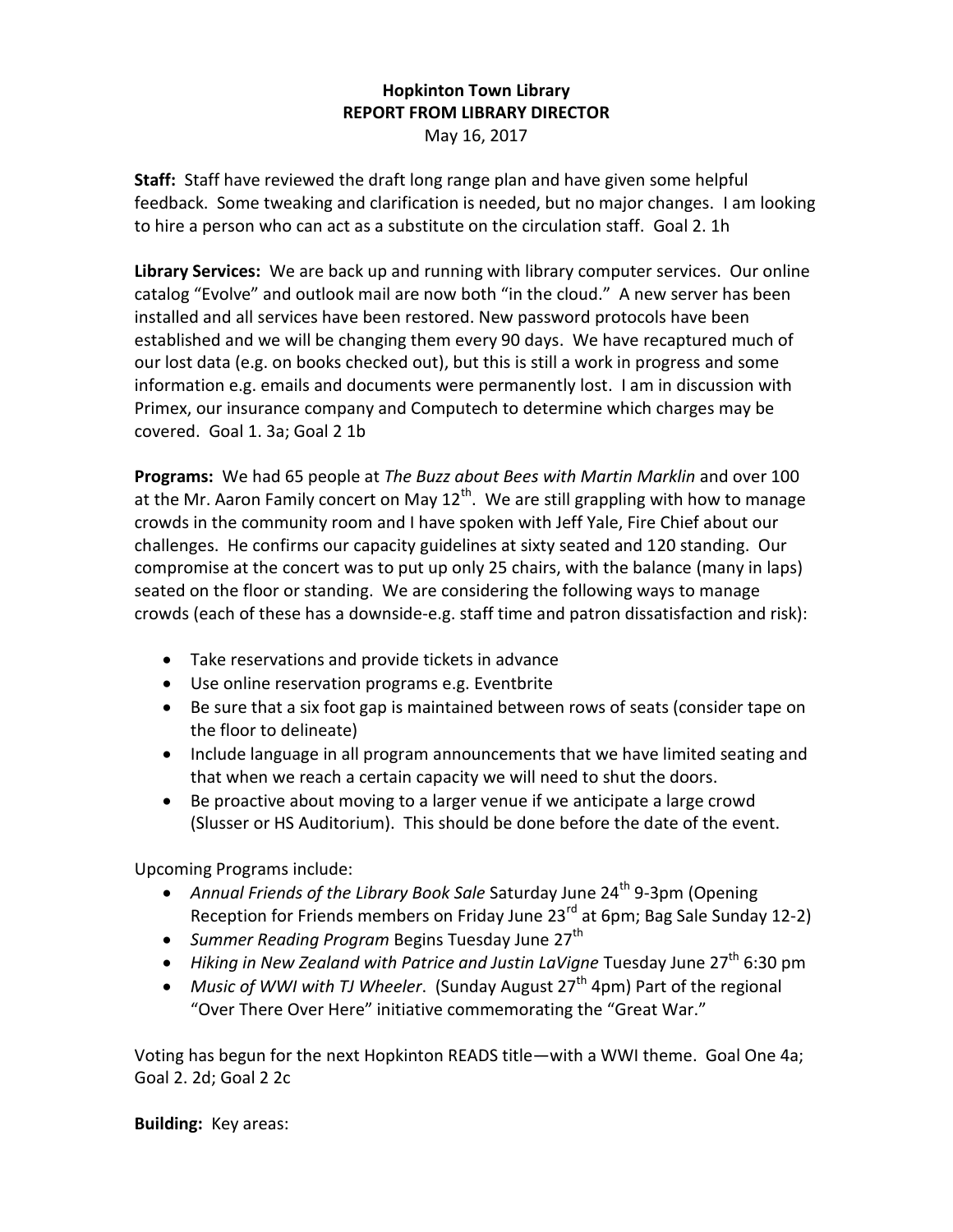**Hopkinton Town Library**
**REPORT FROM LIBRARY DIRECTOR**
May 16, 2017

**Staff:** Staff have reviewed the draft long range plan and have given some helpful feedback. Some tweaking and clarification is needed, but no major changes. I am looking to hire a person who can act as a substitute on the circulation staff. Goal 2. 1h

**Library Services:** We are back up and running with library computer services. Our online catalog "Evolve" and outlook mail are now both "in the cloud." A new server has been installed and all services have been restored. New password protocols have been established and we will be changing them every 90 days. We have recaptured much of our lost data (e.g. on books checked out), but this is still a work in progress and some information e.g. emails and documents were permanently lost. I am in discussion with Primex, our insurance company and Computech to determine which charges may be covered. Goal 1. 3a; Goal 2 1b

**Programs:** We had 65 people at *The Buzz about Bees with Martin Marklin* and over 100 at the Mr. Aaron Family concert on May 12th. We are still grappling with how to manage crowds in the community room and I have spoken with Jeff Yale, Fire Chief about our challenges. He confirms our capacity guidelines at sixty seated and 120 standing. Our compromise at the concert was to put up only 25 chairs, with the balance (many in laps) seated on the floor or standing. We are considering the following ways to manage crowds (each of these has a downside-e.g. staff time and patron dissatisfaction and risk):

- Take reservations and provide tickets in advance
- Use online reservation programs e.g. Eventbrite
- Be sure that a six foot gap is maintained between rows of seats (consider tape on the floor to delineate)
- Include language in all program announcements that we have limited seating and that when we reach a certain capacity we will need to shut the doors.
- Be proactive about moving to a larger venue if we anticipate a large crowd (Slusser or HS Auditorium). This should be done before the date of the event.

Upcoming Programs include:

- *Annual Friends of the Library Book Sale* Saturday June 24th 9-3pm (Opening Reception for Friends members on Friday June 23rd at 6pm; Bag Sale Sunday 12-2)
- *Summer Reading Program* Begins Tuesday June 27th
- *Hiking in New Zealand with Patrice and Justin LaVigne* Tuesday June 27th 6:30 pm
- *Music of WWI with TJ Wheeler*. (Sunday August 27th 4pm) Part of the regional "Over There Over Here" initiative commemorating the "Great War."

Voting has begun for the next Hopkinton READS title—with a WWI theme. Goal One 4a; Goal 2. 2d; Goal 2 2c

**Building:** Key areas: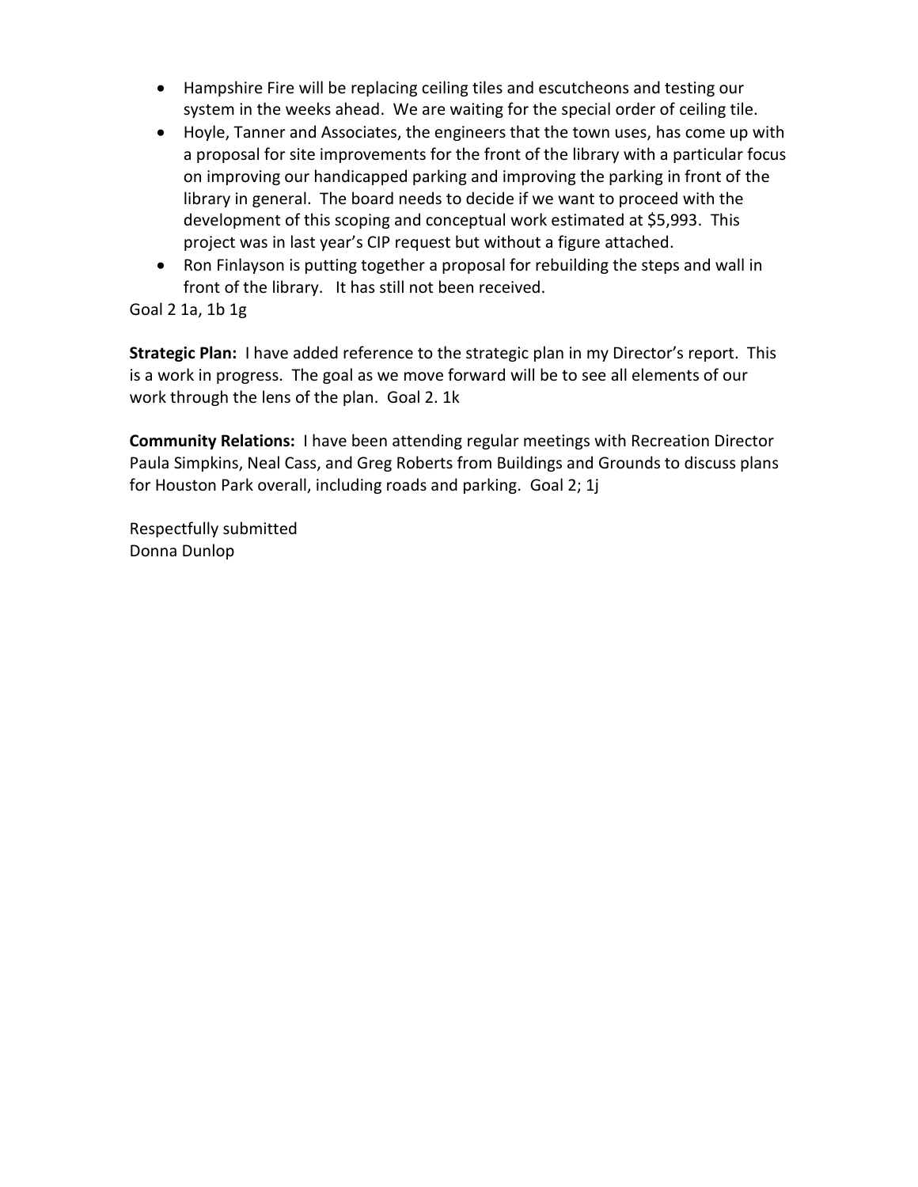- Hampshire Fire will be replacing ceiling tiles and escutcheons and testing our system in the weeks ahead. We are waiting for the special order of ceiling tile.
- Hoyle, Tanner and Associates, the engineers that the town uses, has come up with a proposal for site improvements for the front of the library with a particular focus on improving our handicapped parking and improving the parking in front of the library in general. The board needs to decide if we want to proceed with the development of this scoping and conceptual work estimated at $5,993. This project was in last year's CIP request but without a figure attached.
- Ron Finlayson is putting together a proposal for rebuilding the steps and wall in front of the library. It has still not been received.

Goal 2 1a, 1b 1g

**Strategic Plan:** I have added reference to the strategic plan in my Director's report. This is a work in progress. The goal as we move forward will be to see all elements of our work through the lens of the plan. Goal 2. 1k

**Community Relations:** I have been attending regular meetings with Recreation Director Paula Simpkins, Neal Cass, and Greg Roberts from Buildings and Grounds to discuss plans for Houston Park overall, including roads and parking. Goal 2; 1j

Respectfully submitted
Donna Dunlop